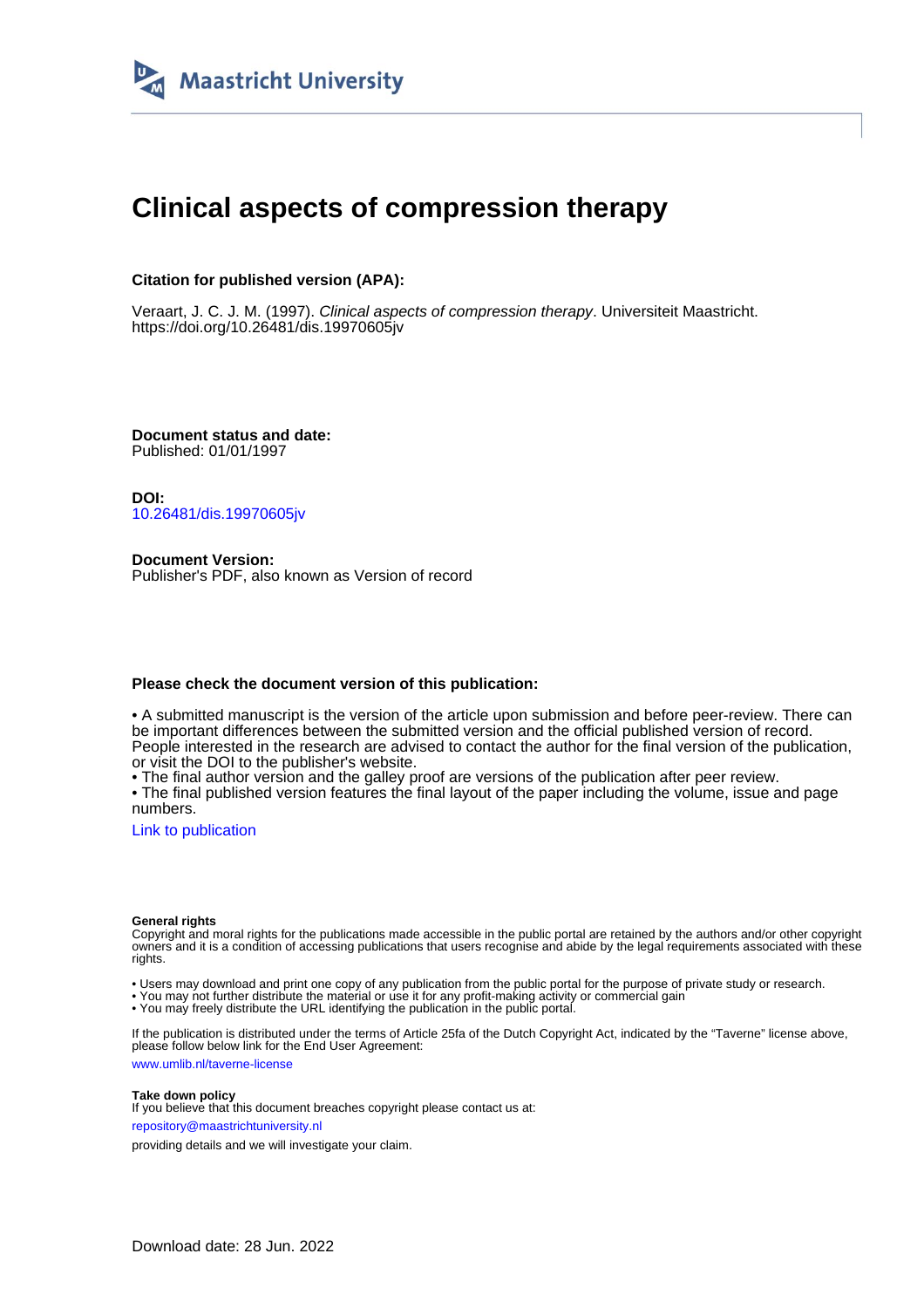Maastricht University

# Clinical aspects of compression therapy

**Citation for published version (APA):**

Veraart, J. C. J. M. (1997). *Clinical aspects of compression therapy*. Universiteit Maastricht. https://doi.org/10.26481/dis.19970605jv

**Document status and date:**
Published: 01/01/1997

**DOI:**
10.26481/dis.19970605jv

**Document Version:**
Publisher's PDF, also known as Version of record

**Please check the document version of this publication:**

• A submitted manuscript is the version of the article upon submission and before peer-review. There can be important differences between the submitted version and the official published version of record. People interested in the research are advised to contact the author for the final version of the publication, or visit the DOI to the publisher's website.
• The final author version and the galley proof are versions of the publication after peer review.
• The final published version features the final layout of the paper including the volume, issue and page numbers.

Link to publication

**General rights**
Copyright and moral rights for the publications made accessible in the public portal are retained by the authors and/or other copyright owners and it is a condition of accessing publications that users recognise and abide by the legal requirements associated with these rights.

• Users may download and print one copy of any publication from the public portal for the purpose of private study or research.
• You may not further distribute the material or use it for any profit-making activity or commercial gain
• You may freely distribute the URL identifying the publication in the public portal.

If the publication is distributed under the terms of Article 25fa of the Dutch Copyright Act, indicated by the "Taverne" license above, please follow below link for the End User Agreement:

www.umlib.nl/taverne-license

**Take down policy**
If you believe that this document breaches copyright please contact us at:

repository@maastrichtuniversity.nl

providing details and we will investigate your claim.

Download date: 28 Jun. 2022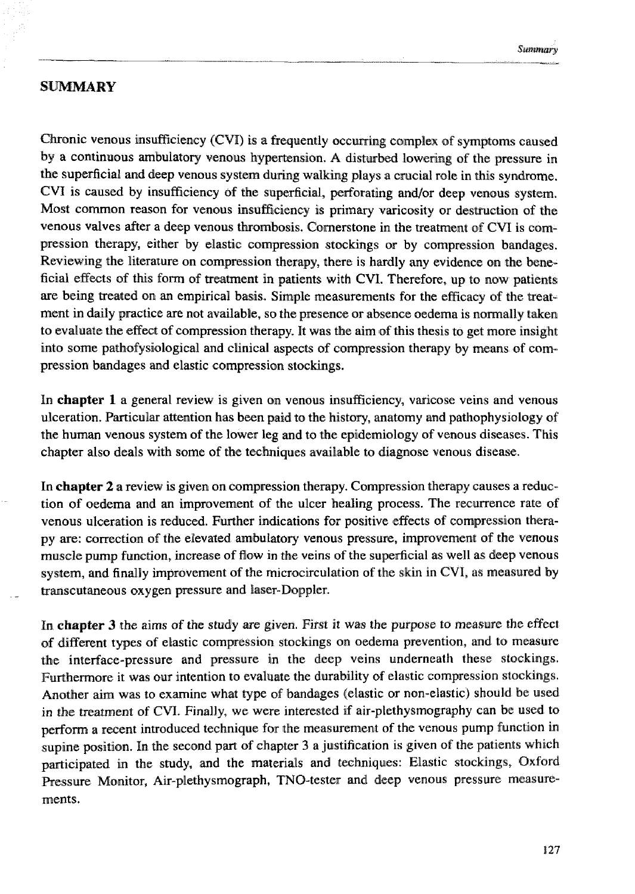# SUMMARY

Chronic venous insufficiency (CVI) is a frequently occurring complex of symptoms caused by a continuous ambulatory venous hypertension. A disturbed lowering of the pressure in the superficial and deep venous system during walking plays a crucial role in this syndrome. CVI is caused by insufficiency of the superficial, perforating and/or deep venous system. Most common reason for venous insufficiency is primary varicosity or destruction of the venous valves after a deep venous thrombosis. Cornerstone in the treatment of CVI is compression therapy, either by elastic compression stockings or by compression bandages. Reviewing the literature on compression therapy, there is hardly any evidence on the beneficial effects of this form of treatment in patients with CVI. Therefore, up to now patients are being treated on an empirical basis. Simple measurements for the efficacy of the treatment in daily practice are not available, so the presence or absence oedema is normally taken to evaluate the effect of compression therapy. It was the aim of this thesis to get more insight into some pathofysiological and clinical aspects of compression therapy by means of compression bandages and elastic compression stockings.

In **chapter 1** a general review is given on venous insufficiency, varicose veins and venous ulceration. Particular attention has been paid to the history, anatomy and pathophysiology of the human venous system of the lower leg and to the epidemiology of venous diseases. This chapter also deals with some of the techniques available to diagnose venous disease.

In **chapter 2** a review is given on compression therapy. Compression therapy causes a reduction of oedema and an improvement of the ulcer healing process. The recurrence rate of venous ulceration is reduced. Further indications for positive effects of compression therapy are: correction of the elevated ambulatory venous pressure, improvement of the venous muscle pump function, increase of flow in the veins of the superficial as well as deep venous system, and finally improvement of the microcirculation of the skin in CVI, as measured by transcutaneous oxygen pressure and laser-Doppler.

In **chapter 3** the aims of the study are given. First it was the purpose to measure the effect of different types of elastic compression stockings on oedema prevention, and to measure the interface-pressure and pressure in the deep veins underneath these stockings. Furthermore it was our intention to evaluate the durability of elastic compression stockings. Another aim was to examine what type of bandages (elastic or non-elastic) should be used in the treatment of CVI. Finally, we were interested if air-plethysmography can be used to perform a recent introduced technique for the measurement of the venous pump function in supine position. In the second part of chapter 3 a justification is given of the patients which participated in the study, and the materials and techniques: Elastic stockings, Oxford Pressure Monitor, Air-plethysmograph, TNO-tester and deep venous pressure measurements.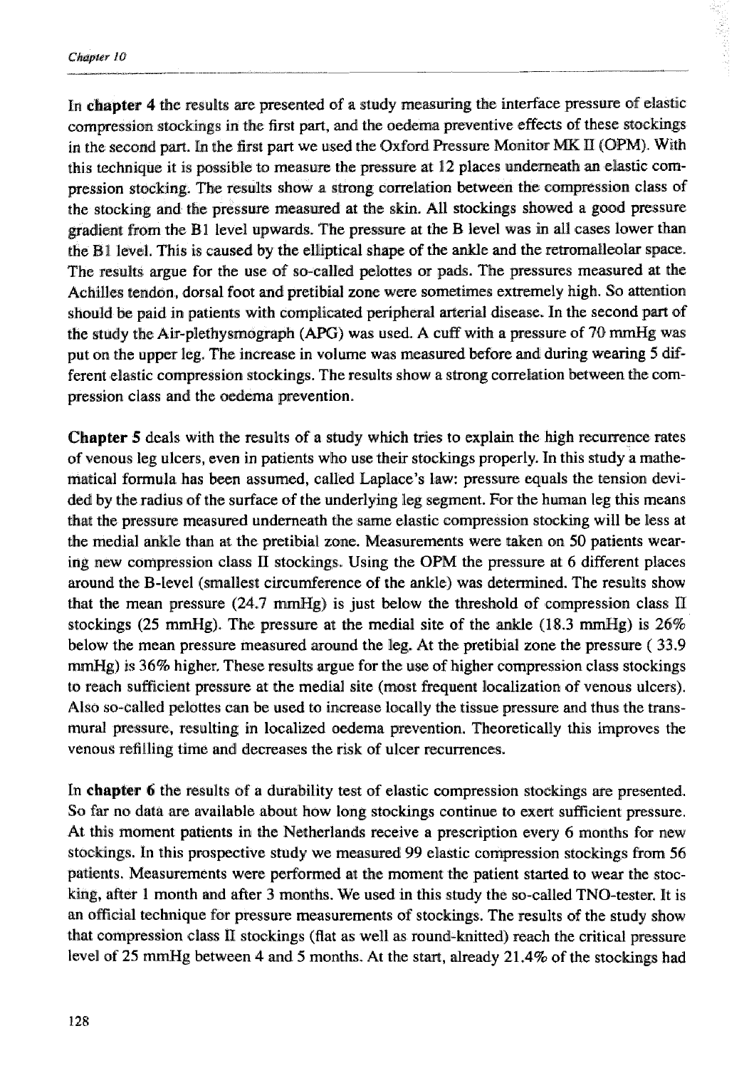In **chapter 4** the results are presented of a study measuring the interface pressure of elastic compression stockings in the first part, and the oedema preventive effects of these stockings in the second part. In the first part we used the Oxford Pressure Monitor MK II (OPM). With this technique it is possible to measure the pressure at 12 places underneath an elastic compression stocking. The results show a strong correlation between the compression class of the stocking and the pressure measured at the skin. All stockings showed a good pressure gradient from the B1 level upwards. The pressure at the B level was in all cases lower than the B1 level. This is caused by the elliptical shape of the ankle and the retromalleolar space. The results argue for the use of so-called pelottes or pads. The pressures measured at the Achilles tendon, dorsal foot and pretibial zone were sometimes extremely high. So attention should be paid in patients with complicated peripheral arterial disease. In the second part of the study the Air-plethysmograph (APG) was used. A cuff with a pressure of 70 mmHg was put on the upper leg. The increase in volume was measured before and during wearing 5 different elastic compression stockings. The results show a strong correlation between the compression class and the oedema prevention.

**Chapter 5** deals with the results of a study which tries to explain the high recurrence rates of venous leg ulcers, even in patients who use their stockings properly. In this study a mathematical formula has been assumed, called Laplace's law: pressure equals the tension devided by the radius of the surface of the underlying leg segment. For the human leg this means that the pressure measured underneath the same elastic compression stocking will be less at the medial ankle than at the pretibial zone. Measurements were taken on 50 patients wearing new compression class II stockings. Using the OPM the pressure at 6 different places around the B-level (smallest circumference of the ankle) was determined. The results show that the mean pressure (24.7 mmHg) is just below the threshold of compression class II stockings (25 mmHg). The pressure at the medial site of the ankle (18.3 mmHg) is 26% below the mean pressure measured around the leg. At the pretibial zone the pressure ( 33.9 mmHg) is 36% higher. These results argue for the use of higher compression class stockings to reach sufficient pressure at the medial site (most frequent localization of venous ulcers). Also so-called pelottes can be used to increase locally the tissue pressure and thus the transmural pressure, resulting in localized oedema prevention. Theoretically this improves the venous refilling time and decreases the risk of ulcer recurrences.

In **chapter 6** the results of a durability test of elastic compression stockings are presented. So far no data are available about how long stockings continue to exert sufficient pressure. At this moment patients in the Netherlands receive a prescription every 6 months for new stockings. In this prospective study we measured 99 elastic compression stockings from 56 patients. Measurements were performed at the moment the patient started to wear the stocking, after 1 month and after 3 months. We used in this study the so-called TNO-tester. It is an official technique for pressure measurements of stockings. The results of the study show that compression class II stockings (flat as well as round-knitted) reach the critical pressure level of 25 mmHg between 4 and 5 months. At the start, already 21.4% of the stockings had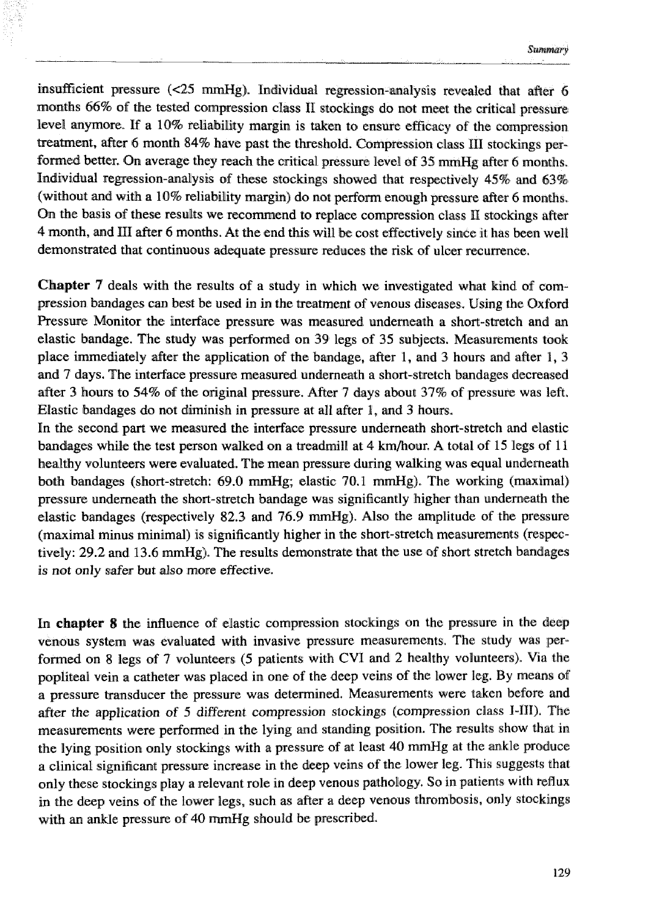insufficient pressure (<25 mmHg). Individual regression-analysis revealed that after 6 months 66% of the tested compression class II stockings do not meet the critical pressure level anymore. If a 10% reliability margin is taken to ensure efficacy of the compression treatment, after 6 month 84% have past the threshold. Compression class III stockings performed better. On average they reach the critical pressure level of 35 mmHg after 6 months. Individual regression-analysis of these stockings showed that respectively 45% and 63% (without and with a 10% reliability margin) do not perform enough pressure after 6 months. On the basis of these results we recommend to replace compression class II stockings after 4 month, and III after 6 months. At the end this will be cost effectively since it has been well demonstrated that continuous adequate pressure reduces the risk of ulcer recurrence.

**Chapter 7** deals with the results of a study in which we investigated what kind of compression bandages can best be used in in the treatment of venous diseases. Using the Oxford Pressure Monitor the interface pressure was measured underneath a short-stretch and an elastic bandage. The study was performed on 39 legs of 35 subjects. Measurements took place immediately after the application of the bandage, after 1, and 3 hours and after 1, 3 and 7 days. The interface pressure measured underneath a short-stretch bandages decreased after 3 hours to 54% of the original pressure. After 7 days about 37% of pressure was left. Elastic bandages do not diminish in pressure at all after 1, and 3 hours.
In the second part we measured the interface pressure underneath short-stretch and elastic bandages while the test person walked on a treadmill at 4 km/hour. A total of 15 legs of 11 healthy volunteers were evaluated. The mean pressure during walking was equal underneath both bandages (short-stretch: 69.0 mmHg; elastic 70.1 mmHg). The working (maximal) pressure underneath the short-stretch bandage was significantly higher than underneath the elastic bandages (respectively 82.3 and 76.9 mmHg). Also the amplitude of the pressure (maximal minus minimal) is significantly higher in the short-stretch measurements (respectively: 29.2 and 13.6 mmHg). The results demonstrate that the use of short stretch bandages is not only safer but also more effective.

In **chapter 8** the influence of elastic compression stockings on the pressure in the deep venous system was evaluated with invasive pressure measurements. The study was performed on 8 legs of 7 volunteers (5 patients with CVI and 2 healthy volunteers). Via the popliteal vein a catheter was placed in one of the deep veins of the lower leg. By means of a pressure transducer the pressure was determined. Measurements were taken before and after the application of 5 different compression stockings (compression class I-III). The measurements were performed in the lying and standing position. The results show that in the lying position only stockings with a pressure of at least 40 mmHg at the ankle produce a clinical significant pressure increase in the deep veins of the lower leg. This suggests that only these stockings play a relevant role in deep venous pathology. So in patients with reflux in the deep veins of the lower legs, such as after a deep venous thrombosis, only stockings with an ankle pressure of 40 mmHg should be prescribed.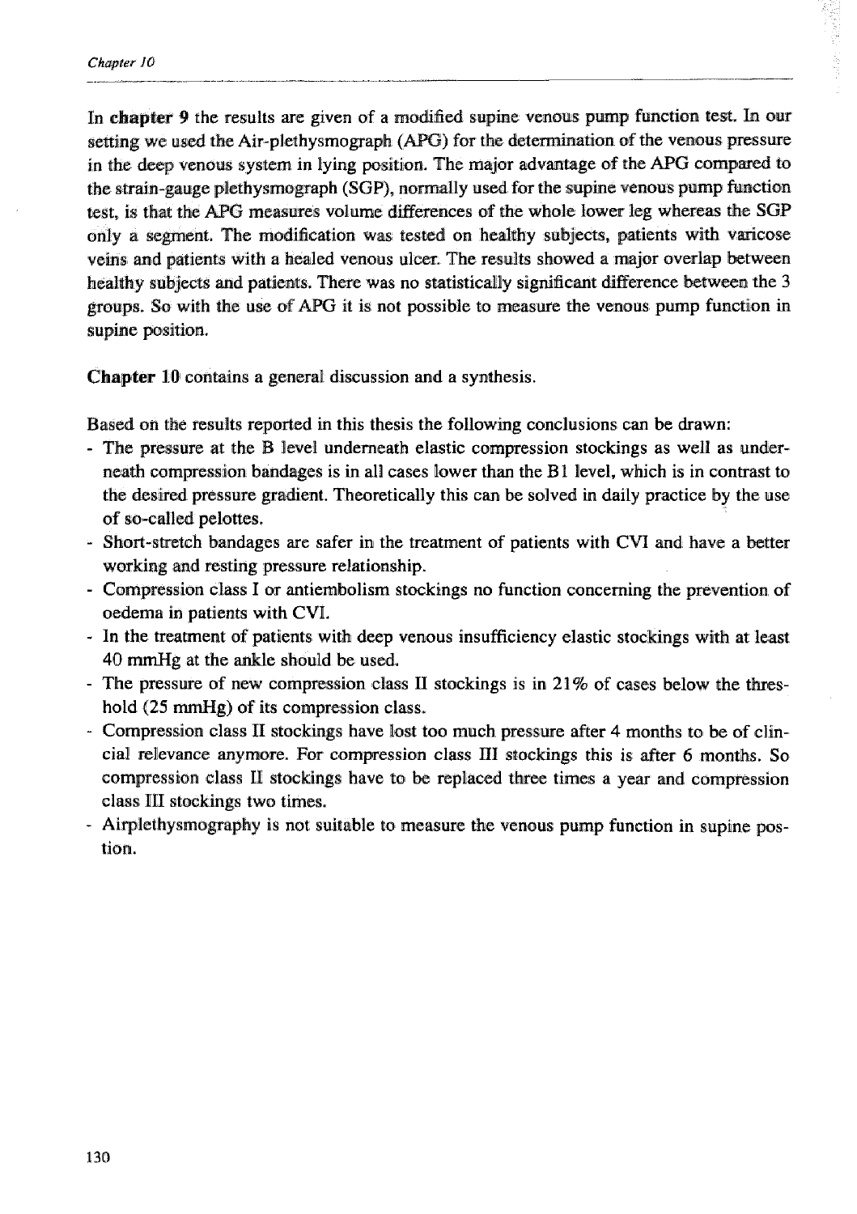In **chapter 9** the results are given of a modified supine venous pump function test. In our setting we used the Air-plethysmograph (APG) for the determination of the venous pressure in the deep venous system in lying position. The major advantage of the APG compared to the strain-gauge plethysmograph (SGP), normally used for the supine venous pump function test, is that the APG measures volume differences of the whole lower leg whereas the SGP only a segment. The modification was tested on healthy subjects, patients with varicose veins and patients with a healed venous ulcer. The results showed a major overlap between healthy subjects and patients. There was no statistically significant difference between the 3 groups. So with the use of APG it is not possible to measure the venous pump function in supine position.

**Chapter 10** contains a general discussion and a synthesis.

Based on the results reported in this thesis the following conclusions can be drawn:

- The pressure at the B level underneath elastic compression stockings as well as underneath compression bandages is in all cases lower than the B1 level, which is in contrast to the desired pressure gradient. Theoretically this can be solved in daily practice by the use of so-called pelottes.
- Short-stretch bandages are safer in the treatment of patients with CVI and have a better working and resting pressure relationship.
- Compression class I or antiembolism stockings no function concerning the prevention of oedema in patients with CVI.
- In the treatment of patients with deep venous insufficiency elastic stockings with at least 40 mmHg at the ankle should be used.
- The pressure of new compression class II stockings is in 21% of cases below the threshold (25 mmHg) of its compression class.
- Compression class II stockings have lost too much pressure after 4 months to be of clincial relevance anymore. For compression class III stockings this is after 6 months. So compression class II stockings have to be replaced three times a year and compression class III stockings two times.
- Airplethysmography is not suitable to measure the venous pump function in supine postion.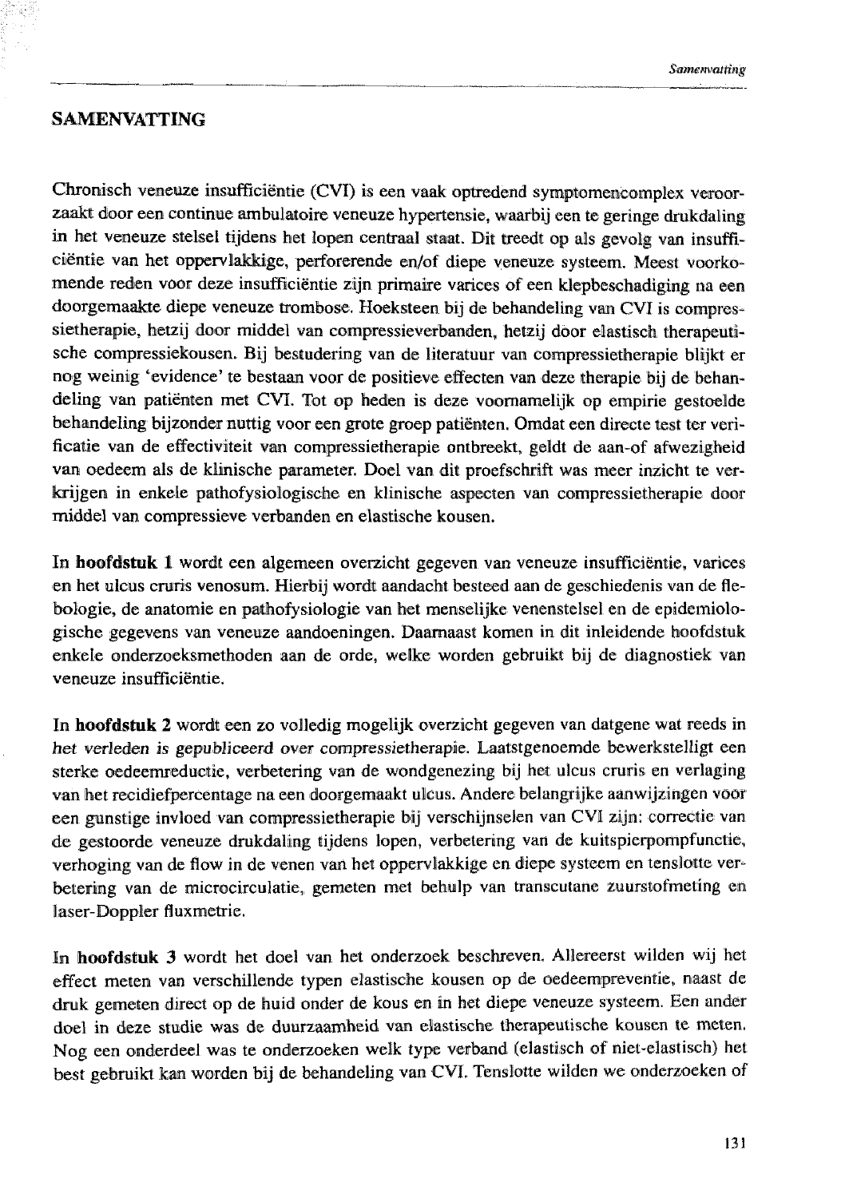## SAMENVATTING

Chronisch veneuze insufficiëntie (CVI) is een vaak optredend symptomencomplex veroorzaakt door een continue ambulatoire veneuze hypertensie, waarbij een te geringe drukdaling in het veneuze stelsel tijdens het lopen centraal staat. Dit treedt op als gevolg van insufficiëntie van het oppervlakkige, perforerende en/of diepe veneuze systeem. Meest voorkomende reden voor deze insufficiëntie zijn primaire varices of een klepbeschadiging na een doorgemaakte diepe veneuze trombose. Hoeksteen bij de behandeling van CVI is compressietherapie, hetzij door middel van compressieverbanden, hetzij door elastisch therapeutische compressiekousen. Bij bestudering van de literatuur van compressietherapie blijkt er nog weinig 'evidence' te bestaan voor de positieve effecten van deze therapie bij de behandeling van patiënten met CVI. Tot op heden is deze voornamelijk op empirie gestoelde behandeling bijzonder nuttig voor een grote groep patiënten. Omdat een directe test ter verificatie van de effectiviteit van compressietherapie ontbreekt, geldt de aan-of afwezigheid van oedeem als de klinische parameter. Doel van dit proefschrift was meer inzicht te verkrijgen in enkele pathofysiologische en klinische aspecten van compressietherapie door middel van compressieve verbanden en elastische kousen.

In **hoofdstuk 1** wordt een algemeen overzicht gegeven van veneuze insufficiëntie, varices en het ulcus cruris venosum. Hierbij wordt aandacht besteed aan de geschiedenis van de flebologie, de anatomie en pathofysiologie van het menselijke venenstelsel en de epidemiologische gegevens van veneuze aandoeningen. Daarnaast komen in dit inleidende hoofdstuk enkele onderzoeksmethoden aan de orde, welke worden gebruikt bij de diagnostiek van veneuze insufficiëntie.

In **hoofdstuk 2** wordt een zo volledig mogelijk overzicht gegeven van datgene wat reeds in het verleden is gepubliceerd over compressietherapie. Laatstgenoemde bewerkstelligt een sterke oedeemreductie, verbetering van de wondgenezing bij het ulcus cruris en verlaging van het recidiefpercentage na een doorgemaakt ulcus. Andere belangrijke aanwijzingen voor een gunstige invloed van compressietherapie bij verschijnselen van CVI zijn: correctie van de gestoorde veneuze drukdaling tijdens lopen, verbetering van de kuitspierpompfunctie, verhoging van de flow in de venen van het oppervlakkige en diepe systeem en tenslotte verbetering van de microcirculatie, gemeten met behulp van transcutane zuurstofmeting en laser-Doppler fluxmetrie.

In **hoofdstuk 3** wordt het doel van het onderzoek beschreven. Allereerst wilden wij het effect meten van verschillende typen elastische kousen op de oedeempreventie, naast de druk gemeten direct op de huid onder de kous en in het diepe veneuze systeem. Een ander doel in deze studie was de duurzaamheid van elastische therapeutische kousen te meten. Nog een onderdeel was te onderzoeken welk type verband (elastisch of niet-elastisch) het best gebruikt kan worden bij de behandeling van CVI. Tenslotte wilden we onderzoeken of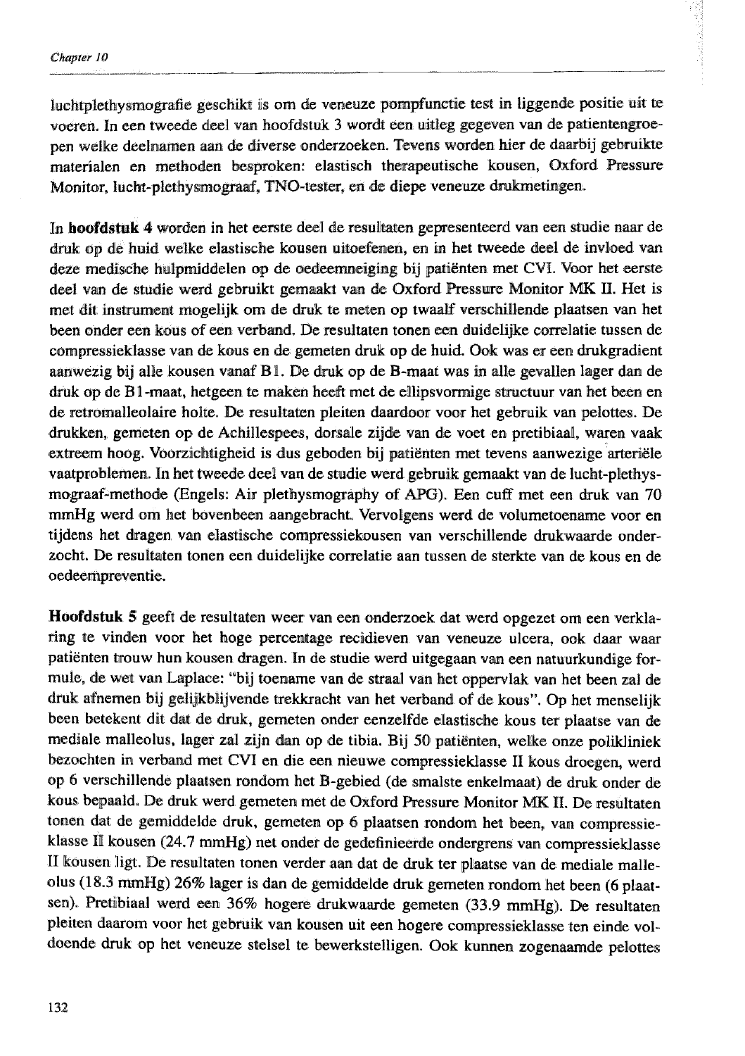luchtplethysmografie geschikt is om de veneuze pompfunctie test in liggende positie uit te voeren. In een tweede deel van hoofdstuk 3 wordt een uitleg gegeven van de patientengroepen welke deelnamen aan de diverse onderzoeken. Tevens worden hier de daarbij gebruikte materialen en methoden besproken: elastisch therapeutische kousen, Oxford Pressure Monitor, lucht-plethysmograaf, TNO-tester, en de diepe veneuze drukmetingen.

In **hoofdstuk 4** worden in het eerste deel de resultaten gepresenteerd van een studie naar de druk op de huid welke elastische kousen uitoefenen, en in het tweede deel de invloed van deze medische hulpmiddelen op de oedeemneiging bij patiënten met CVI. Voor het eerste deel van de studie werd gebruikt gemaakt van de Oxford Pressure Monitor MK II. Het is met dit instrument mogelijk om de druk te meten op twaalf verschillende plaatsen van het been onder een kous of een verband. De resultaten tonen een duidelijke correlatie tussen de compressieklasse van de kous en de gemeten druk op de huid. Ook was er een drukgradient aanwezig bij alle kousen vanaf B1. De druk op de B-maat was in alle gevallen lager dan de druk op de B1-maat, hetgeen te maken heeft met de ellipsvormige structuur van het been en de retromalleolaire holte. De resultaten pleiten daardoor voor het gebruik van pelottes. De drukken, gemeten op de Achillespees, dorsale zijde van de voet en pretibiaal, waren vaak extreem hoog. Voorzichtigheid is dus geboden bij patiënten met tevens aanwezige arteriële vaatproblemen. In het tweede deel van de studie werd gebruik gemaakt van de lucht-plethysmograaf-methode (Engels: Air plethysmography of APG). Een cuff met een druk van 70 mmHg werd om het bovenbeen aangebracht. Vervolgens werd de volumetoename voor en tijdens het dragen van elastische compressiekousen van verschillende drukwaarde onderzocht. De resultaten tonen een duidelijke correlatie aan tussen de sterkte van de kous en de oedeempreventie.

**Hoofdstuk 5** geeft de resultaten weer van een onderzoek dat werd opgezet om een verklaring te vinden voor het hoge percentage recidieven van veneuze ulcera, ook daar waar patiënten trouw hun kousen dragen. In de studie werd uitgegaan van een natuurkundige formule, de wet van Laplace: "bij toename van de straal van het oppervlak van het been zal de druk afnemen bij gelijkblijvende trekkracht van het verband of de kous". Op het menselijk been betekent dit dat de druk, gemeten onder eenzelfde elastische kous ter plaatse van de mediale malleolus, lager zal zijn dan op de tibia. Bij 50 patiënten, welke onze polikliniek bezochten in verband met CVI en die een nieuwe compressieklasse II kous droegen, werd op 6 verschillende plaatsen rondom het B-gebied (de smalste enkelmaat) de druk onder de kous bepaald. De druk werd gemeten met de Oxford Pressure Monitor MK II. De resultaten tonen dat de gemiddelde druk, gemeten op 6 plaatsen rondom het been, van compressieklasse II kousen (24.7 mmHg) net onder de gedefinieerde ondergrens van compressieklasse II kousen ligt. De resultaten tonen verder aan dat de druk ter plaatse van de mediale malleolus (18.3 mmHg) 26% lager is dan de gemiddelde druk gemeten rondom het been (6 plaatsen). Pretibiaal werd een 36% hogere drukwaarde gemeten (33.9 mmHg). De resultaten pleiten daarom voor het gebruik van kousen uit een hogere compressieklasse ten einde voldoende druk op het veneuze stelsel te bewerkstelligen. Ook kunnen zogenaamde pelottes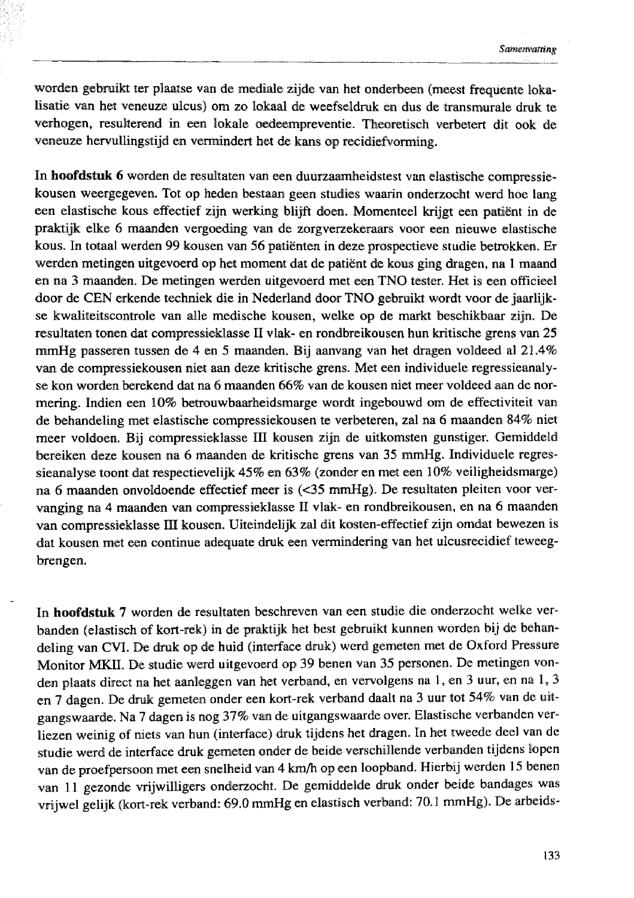worden gebruikt ter plaatse van de mediale zijde van het onderbeen (meest frequente lokalisatie van het veneuze ulcus) om zo lokaal de weefseldruk en dus de transmurale druk te verhogen, resulterend in een lokale oedeempreventie. Theoretisch verbetert dit ook de veneuze hervullingstijd en vermindert het de kans op recidiefvorming.

In **hoofdstuk 6** worden de resultaten van een duurzaamheidstest van elastische compressiekousen weergegeven. Tot op heden bestaan geen studies waarin onderzocht werd hoe lang een elastische kous effectief zijn werking blijft doen. Momenteel krijgt een patiënt in de praktijk elke 6 maanden vergoeding van de zorgverzekeraars voor een nieuwe elastische kous. In totaal werden 99 kousen van 56 patiënten in deze prospectieve studie betrokken. Er werden metingen uitgevoerd op het moment dat de patiënt de kous ging dragen, na 1 maand en na 3 maanden. De metingen werden uitgevoerd met een TNO tester. Het is een officieel door de CEN erkende techniek die in Nederland door TNO gebruikt wordt voor de jaarlijkse kwaliteitscontrole van alle medische kousen, welke op de markt beschikbaar zijn. De resultaten tonen dat compressieklasse II vlak- en rondbreikousen hun kritische grens van 25 mmHg passeren tussen de 4 en 5 maanden. Bij aanvang van het dragen voldeed al 21.4% van de compressiekousen niet aan deze kritische grens. Met een individuele regressieanalyse kon worden berekend dat na 6 maanden 66% van de kousen niet meer voldeed aan de normering. Indien een 10% betrouwbaarheidsmarge wordt ingebouwd om de effectiviteit van de behandeling met elastische compressiekousen te verbeteren, zal na 6 maanden 84% niet meer voldoen. Bij compressieklasse III kousen zijn de uitkomsten gunstiger. Gemiddeld bereiken deze kousen na 6 maanden de kritische grens van 35 mmHg. Individuele regressieanalyse toont dat respectievelijk 45% en 63% (zonder en met een 10% veiligheidsmarge) na 6 maanden onvoldoende effectief meer is (<35 mmHg). De resultaten pleiten voor vervanging na 4 maanden van compressieklasse II vlak- en rondbreikousen, en na 6 maanden van compressieklasse III kousen. Uiteindelijk zal dit kosten-effectief zijn omdat bewezen is dat kousen met een continue adequate druk een vermindering van het ulcusrecidief teweegbrengen.

In **hoofdstuk 7** worden de resultaten beschreven van een studie die onderzocht welke verbanden (elastisch of kort-rek) in de praktijk het best gebruikt kunnen worden bij de behandeling van CVI. De druk op de huid (interface druk) werd gemeten met de Oxford Pressure Monitor MKII. De studie werd uitgevoerd op 39 benen van 35 personen. De metingen vonden plaats direct na het aanleggen van het verband, en vervolgens na 1, en 3 uur, en na 1, 3 en 7 dagen. De druk gemeten onder een kort-rek verband daalt na 3 uur tot 54% van de uitgangswaarde. Na 7 dagen is nog 37% van de uitgangswaarde over. Elastische verbanden verliezen weinig of niets van hun (interface) druk tijdens het dragen. In het tweede deel van de studie werd de interface druk gemeten onder de beide verschillende verbanden tijdens lopen van de proefpersoon met een snelheid van 4 km/h op een loopband. Hierbij werden 15 benen van 11 gezonde vrijwilligers onderzocht. De gemiddelde druk onder beide bandages was vrijwel gelijk (kort-rek verband: 69.0 mmHg en elastisch verband: 70.1 mmHg). De arbeids-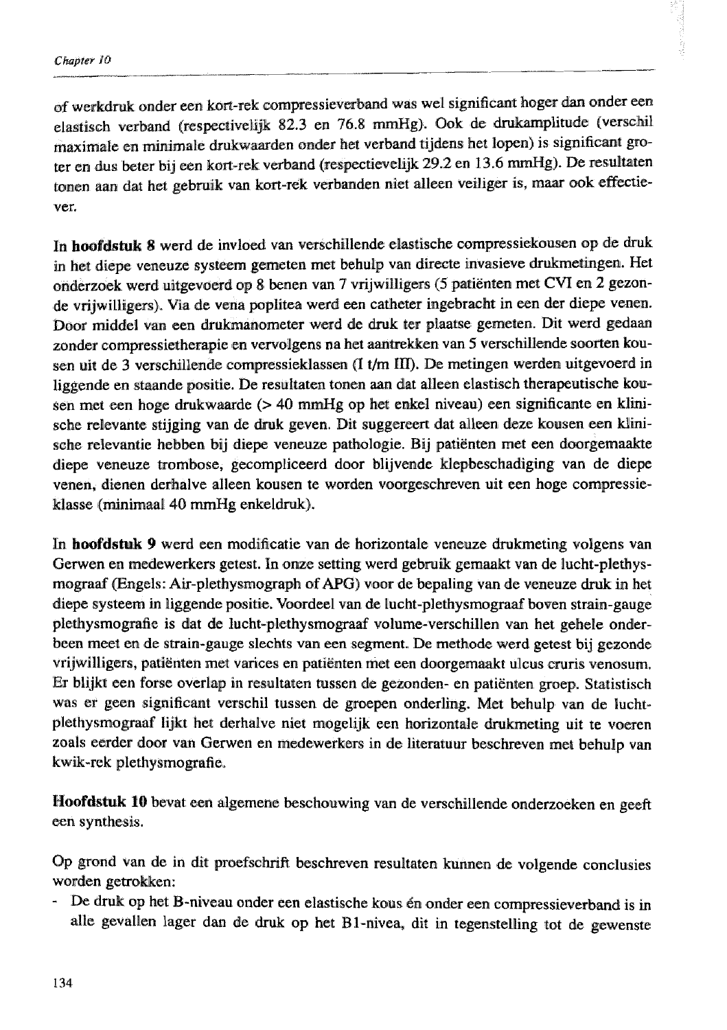of werkdruk onder een kort-rek compressieverband was wel significant hoger dan onder een elastisch verband (respectievelijk 82.3 en 76.8 mmHg). Ook de drukamplitude (verschil maximale en minimale drukwaarden onder het verband tijdens het lopen) is significant groter en dus beter bij een kort-rek verband (respectievelijk 29.2 en 13.6 mmHg). De resultaten tonen aan dat het gebruik van kort-rek verbanden niet alleen veiliger is, maar ook effectiever.

In **hoofdstuk 8** werd de invloed van verschillende elastische compressiekousen op de druk in het diepe veneuze systeem gemeten met behulp van directe invasieve drukmetingen. Het onderzoek werd uitgevoerd op 8 benen van 7 vrijwilligers (5 patiënten met CVI en 2 gezonde vrijwilligers). Via de vena poplitea werd een catheter ingebracht in een der diepe venen. Door middel van een drukmanometer werd de druk ter plaatse gemeten. Dit werd gedaan zonder compressietherapie en vervolgens na het aantrekken van 5 verschillende soorten kousen uit de 3 verschillende compressieklassen (I t/m III). De metingen werden uitgevoerd in liggende en staande positie. De resultaten tonen aan dat alleen elastisch therapeutische kousen met een hoge drukwaarde (> 40 mmHg op het enkel niveau) een significante en klinische relevante stijging van de druk geven. Dit suggereert dat alleen deze kousen een klinische relevantie hebben bij diepe veneuze pathologie. Bij patiënten met een doorgemaakte diepe veneuze trombose, gecompliceerd door blijvende klepbeschadiging van de diepe venen, dienen derhalve alleen kousen te worden voorgeschreven uit een hoge compressieklasse (minimaal 40 mmHg enkeldruk).

In **hoofdstuk 9** werd een modificatie van de horizontale veneuze drukmeting volgens van Gerwen en medewerkers getest. In onze setting werd gebruik gemaakt van de lucht-plethysmograaf (Engels: Air-plethysmograph of APG) voor de bepaling van de veneuze druk in het diepe systeem in liggende positie. Voordeel van de lucht-plethysmograaf boven strain-gauge plethysmografie is dat de lucht-plethysmograaf volume-verschillen van het gehele onderbeen meet en de strain-gauge slechts van een segment. De methode werd getest bij gezonde vrijwilligers, patiënten met varices en patiënten met een doorgemaakt ulcus cruris venosum. Er blijkt een forse overlap in resultaten tussen de gezonden- en patiënten groep. Statistisch was er geen significant verschil tussen de groepen onderling. Met behulp van de lucht-plethysmograaf lijkt het derhalve niet mogelijk een horizontale drukmeting uit te voeren zoals eerder door van Gerwen en medewerkers in de literatuur beschreven met behulp van kwik-rek plethysmografie.

**Hoofdstuk 10** bevat een algemene beschouwing van de verschillende onderzoeken en geeft een synthesis.

Op grond van de in dit proefschrift beschreven resultaten kunnen de volgende conclusies worden getrokken:

- De druk op het B-niveau onder een elastische kous én onder een compressieverband is in alle gevallen lager dan de druk op het B1-nivea, dit in tegenstelling tot de gewenste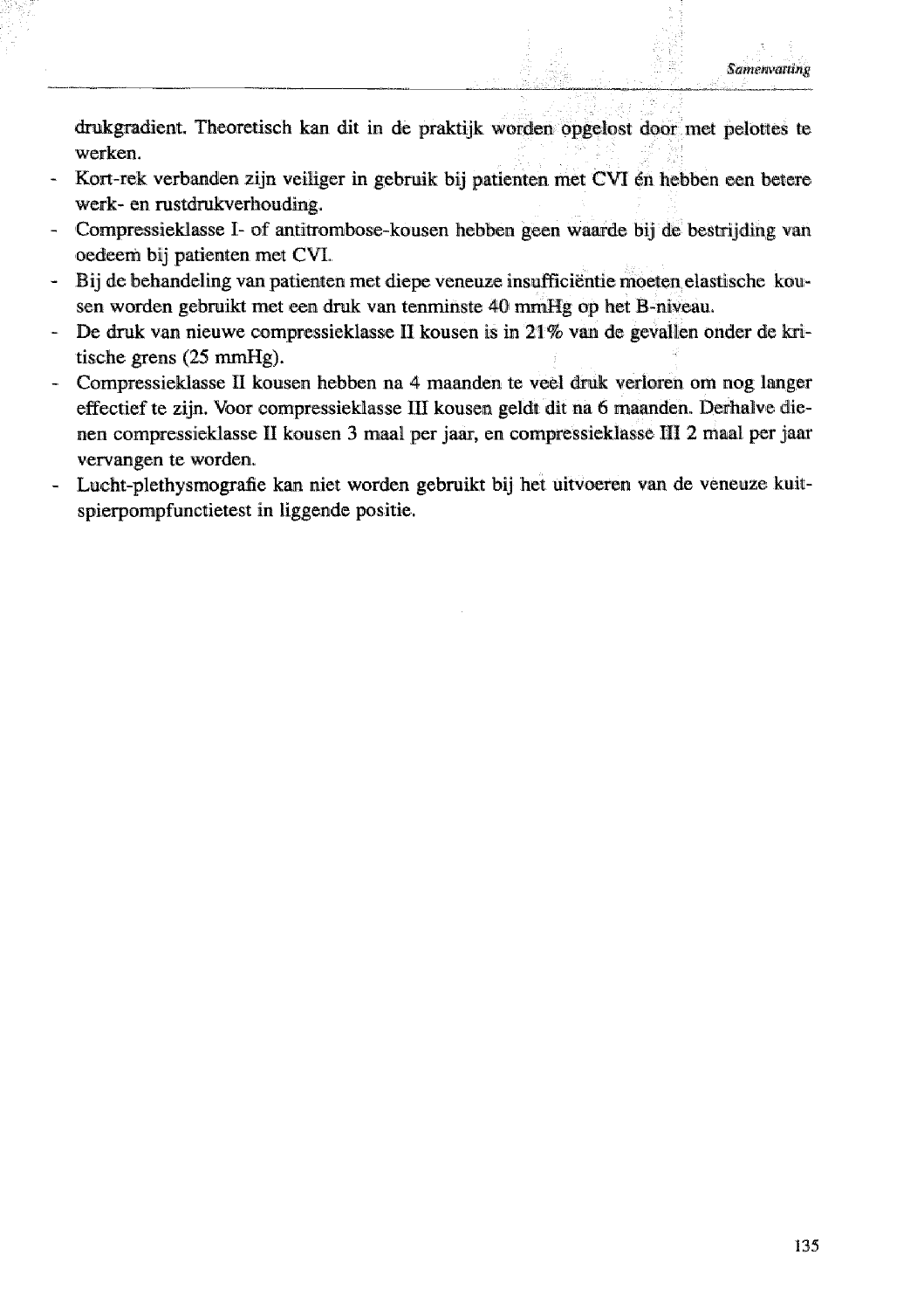drukgradient. Theoretisch kan dit in de praktijk worden opgelost door met pelottes te werken.

- Kort-rek verbanden zijn veiliger in gebruik bij patienten met CVI én hebben een betere werk- en rustdrukverhouding.
- Compressieklasse I- of antitrombose-kousen hebben geen waarde bij de bestrijding van oedeem bij patienten met CVI.
- Bij de behandeling van patienten met diepe veneuze insufficiëntie moeten elastische kousen worden gebruikt met een druk van tenminste 40 mmHg op het B-niveau.
- De druk van nieuwe compressieklasse II kousen is in 21% van de gevallen onder de kritische grens (25 mmHg).
- Compressieklasse II kousen hebben na 4 maanden te veel druk verloren om nog langer effectief te zijn. Voor compressieklasse III kousen geldt dit na 6 maanden. Derhalve dienen compressieklasse II kousen 3 maal per jaar, en compressieklasse III 2 maal per jaar vervangen te worden.
- Lucht-plethysmografie kan niet worden gebruikt bij het uitvoeren van de veneuze kuitspierpompfunctietest in liggende positie.